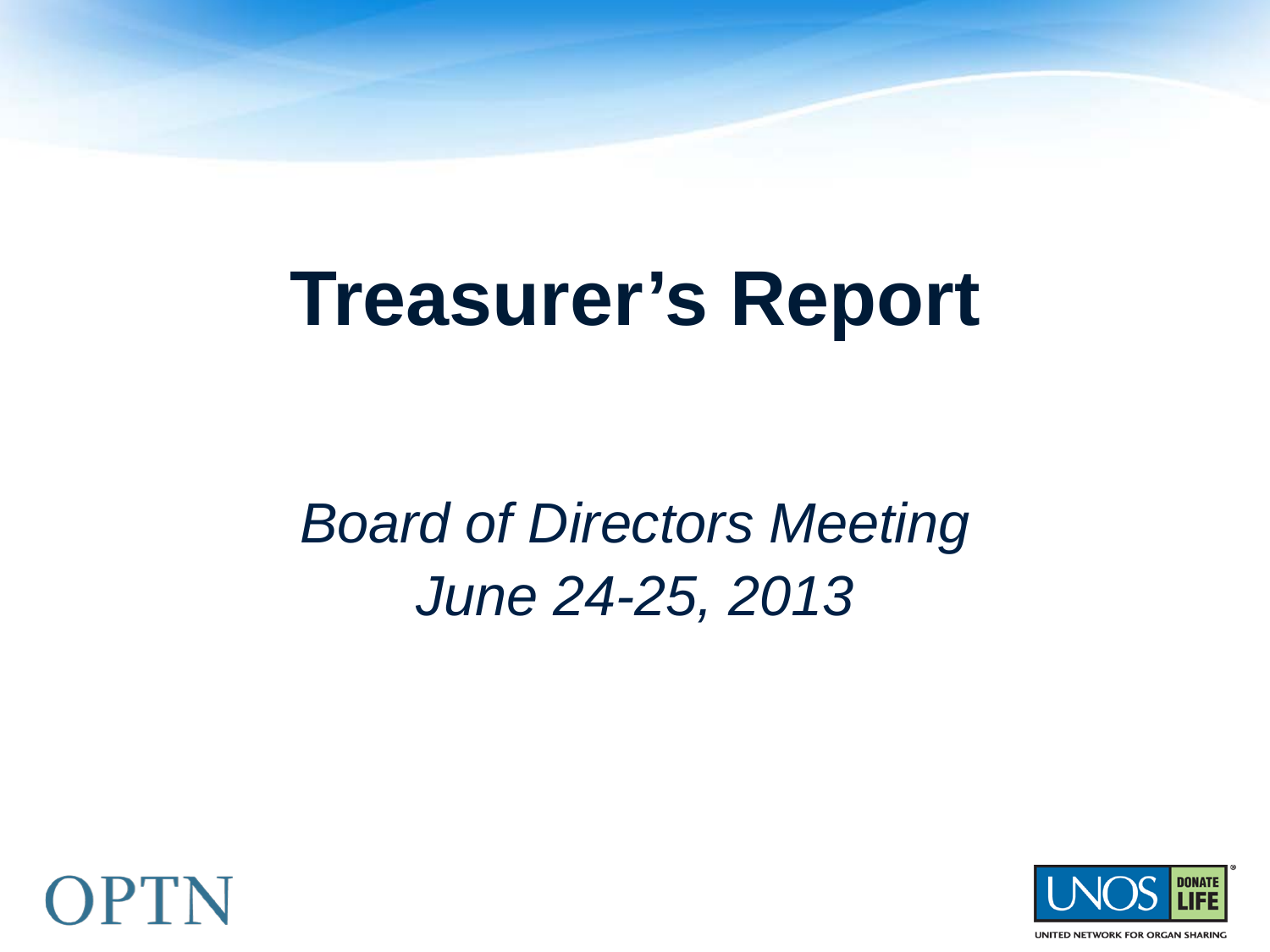# Treasurer's Report

*Board of Directors Meeting*
*June 24-25, 2013*

OPTN

UNOS DONATE LIFE

UNITED NETWORK FOR ORGAN SHARING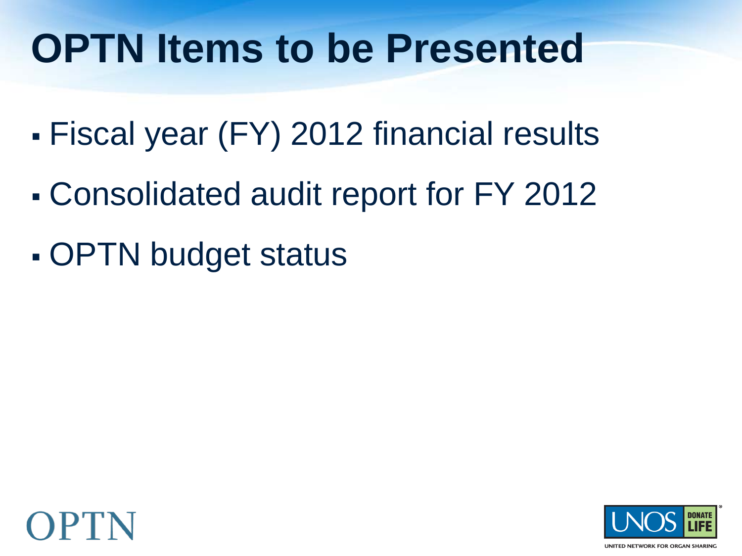# OPTN Items to be Presented

- Fiscal year (FY) 2012 financial results
- Consolidated audit report for FY 2012
- OPTN budget status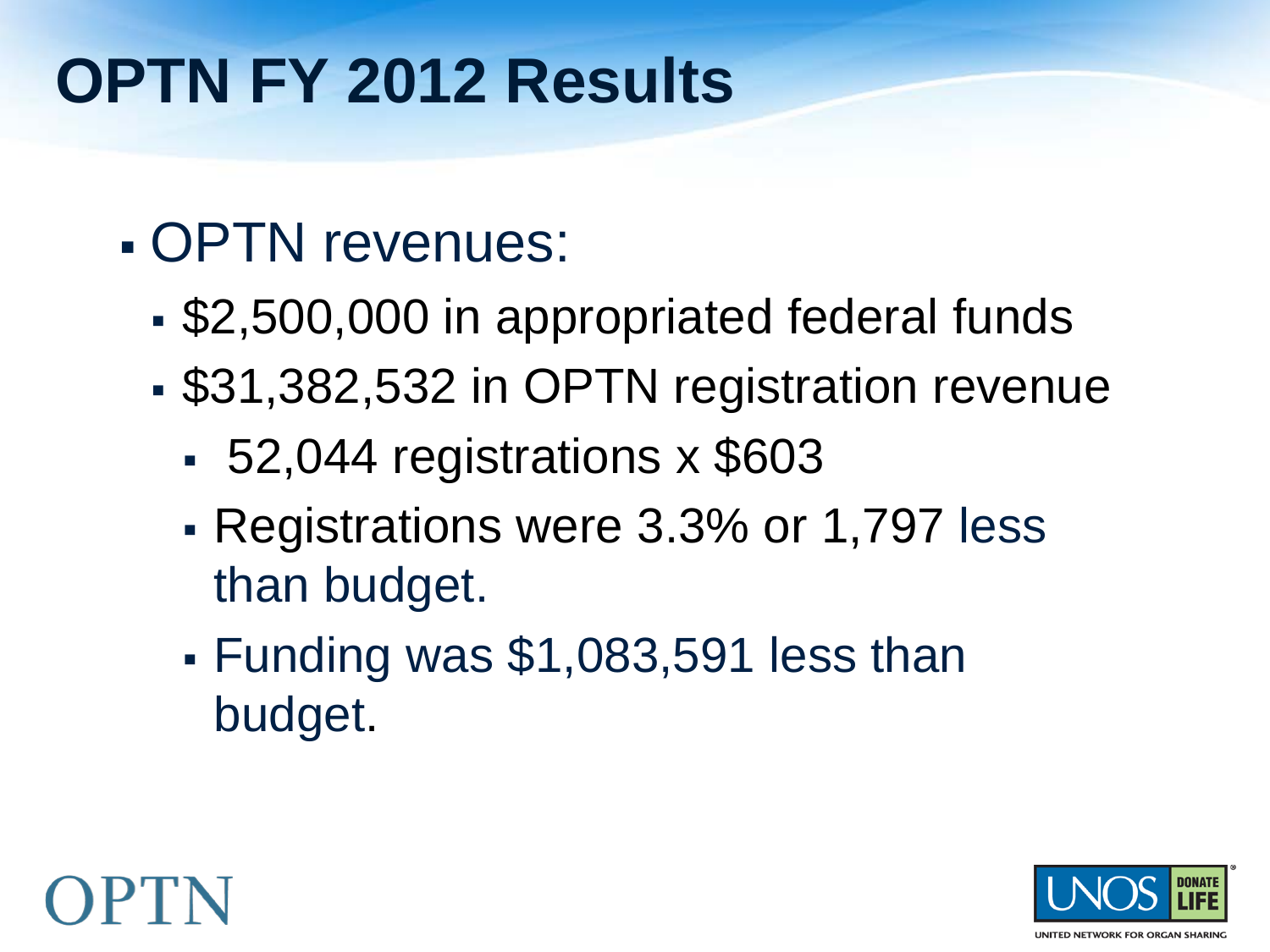# OPTN FY 2012 Results

- OPTN revenues:
  - $2,500,000 in appropriated federal funds
  - $31,382,532 in OPTN registration revenue
    - 52,044 registrations x $603
    - Registrations were 3.3% or 1,797 less than budget.
    - Funding was $1,083,591 less than budget.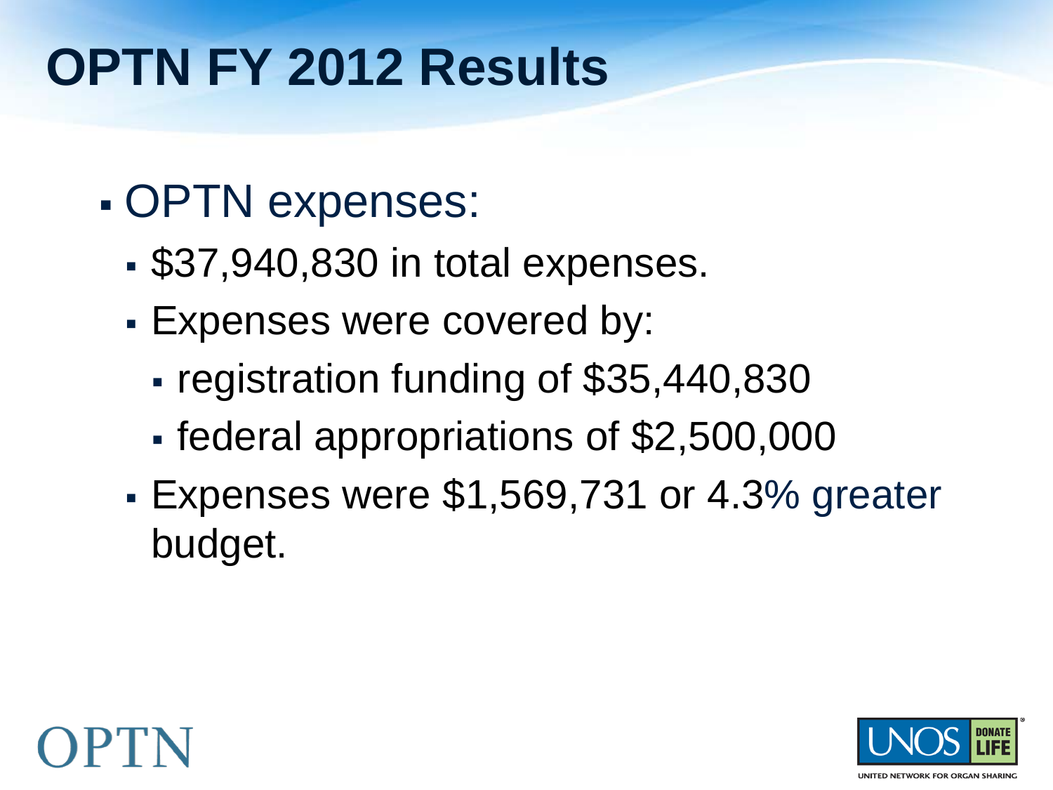# OPTN FY 2012 Results

- OPTN expenses:
  - $37,940,830 in total expenses.
  - Expenses were covered by:
    - registration funding of $35,440,830
    - federal appropriations of $2,500,000
  - Expenses were $1,569,731 or 4.3% greater budget.

OPTN

UNOS DONATE LIFE

UNITED NETWORK FOR ORGAN SHARING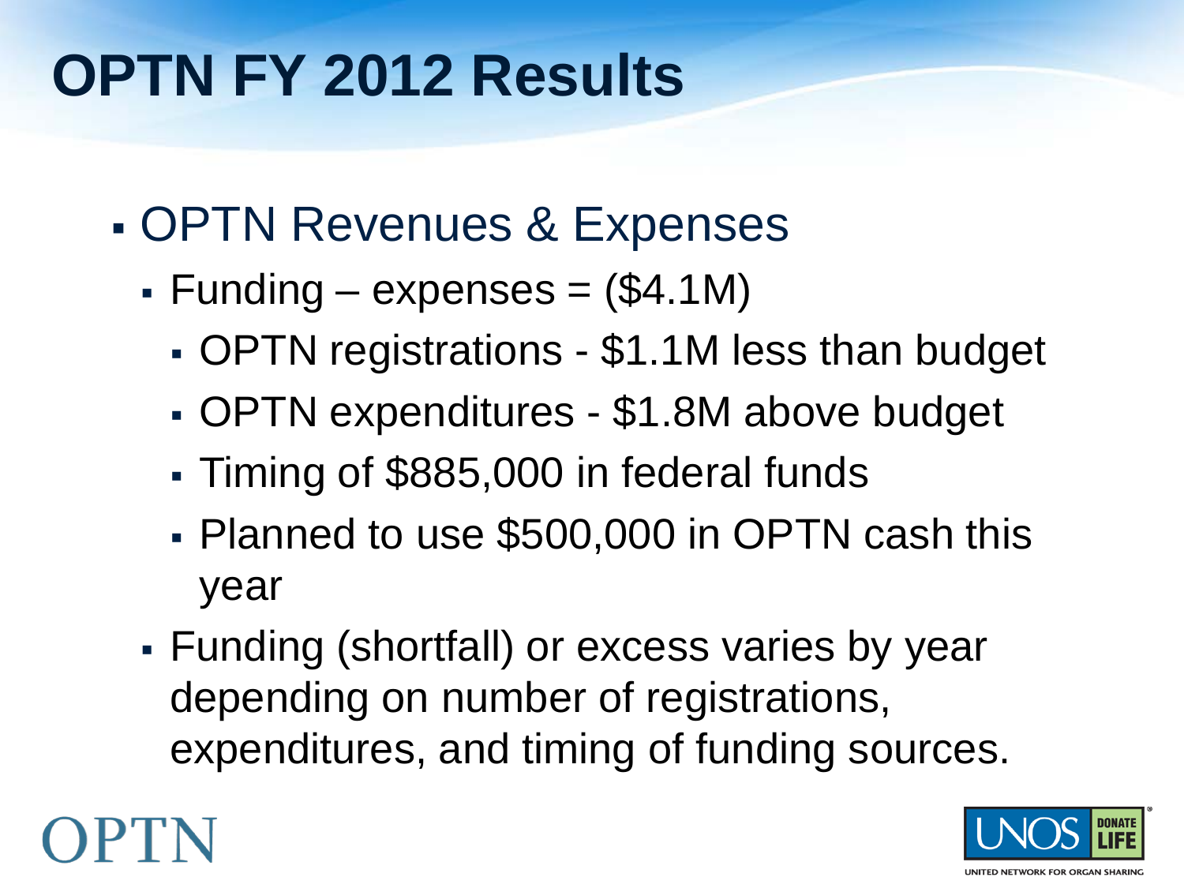# OPTN FY 2012 Results

- OPTN Revenues & Expenses
  - Funding – expenses = ($4.1M)
    - OPTN registrations - $1.1M less than budget
    - OPTN expenditures - $1.8M above budget
    - Timing of $885,000 in federal funds
    - Planned to use $500,000 in OPTN cash this year
  - Funding (shortfall) or excess varies by year depending on number of registrations, expenditures, and timing of funding sources.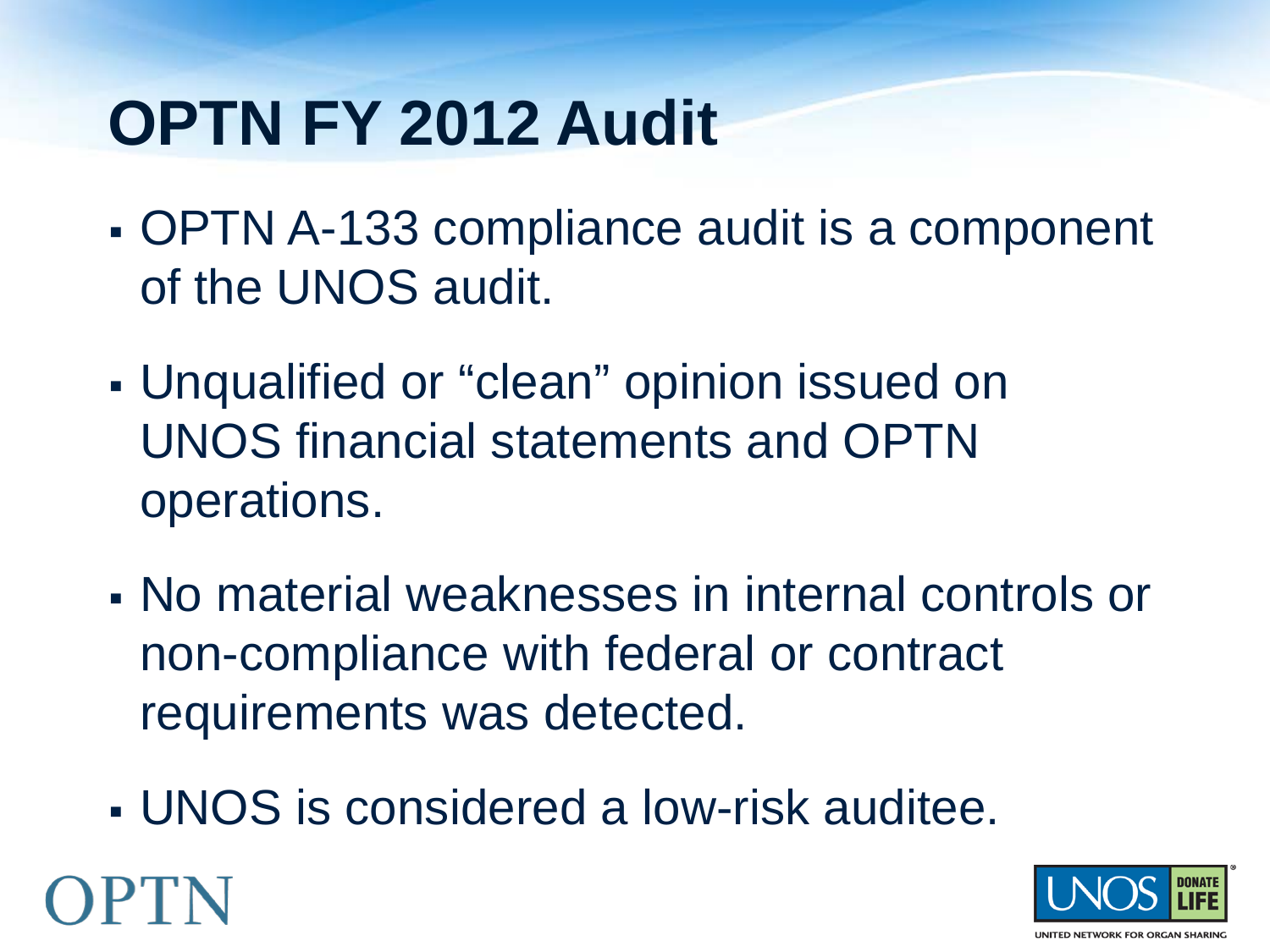# OPTN FY 2012 Audit

- OPTN A-133 compliance audit is a component of the UNOS audit.
- Unqualified or "clean" opinion issued on UNOS financial statements and OPTN operations.
- No material weaknesses in internal controls or non-compliance with federal or contract requirements was detected.
- UNOS is considered a low-risk auditee.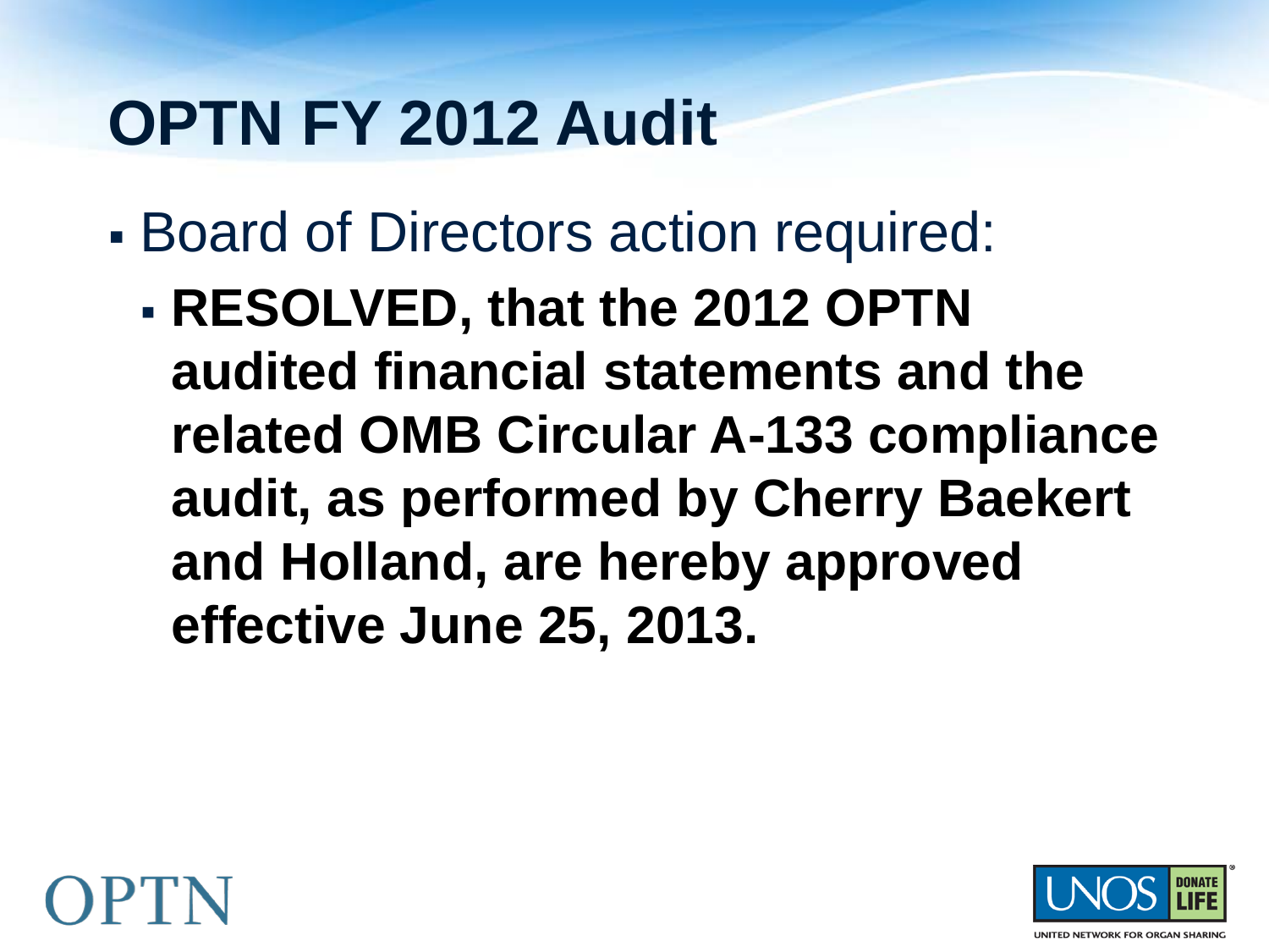# OPTN FY 2012 Audit

- Board of Directors action required:
  - **RESOLVED, that the 2012 OPTN audited financial statements and the related OMB Circular A-133 compliance audit, as performed by Cherry Baekert and Holland, are hereby approved effective June 25, 2013.**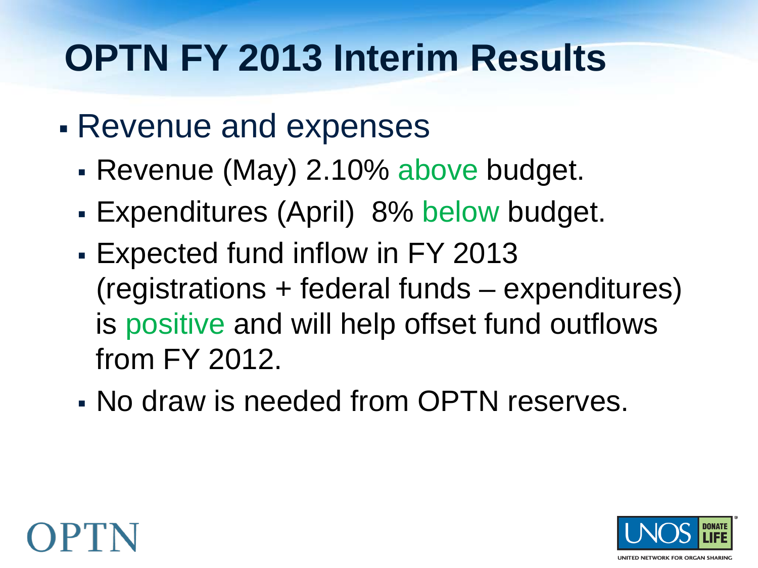# OPTN FY 2013 Interim Results

- Revenue and expenses
  - Revenue (May) 2.10% above budget.
  - Expenditures (April) 8% below budget.
  - Expected fund inflow in FY 2013 (registrations + federal funds – expenditures) is positive and will help offset fund outflows from FY 2012.
  - No draw is needed from OPTN reserves.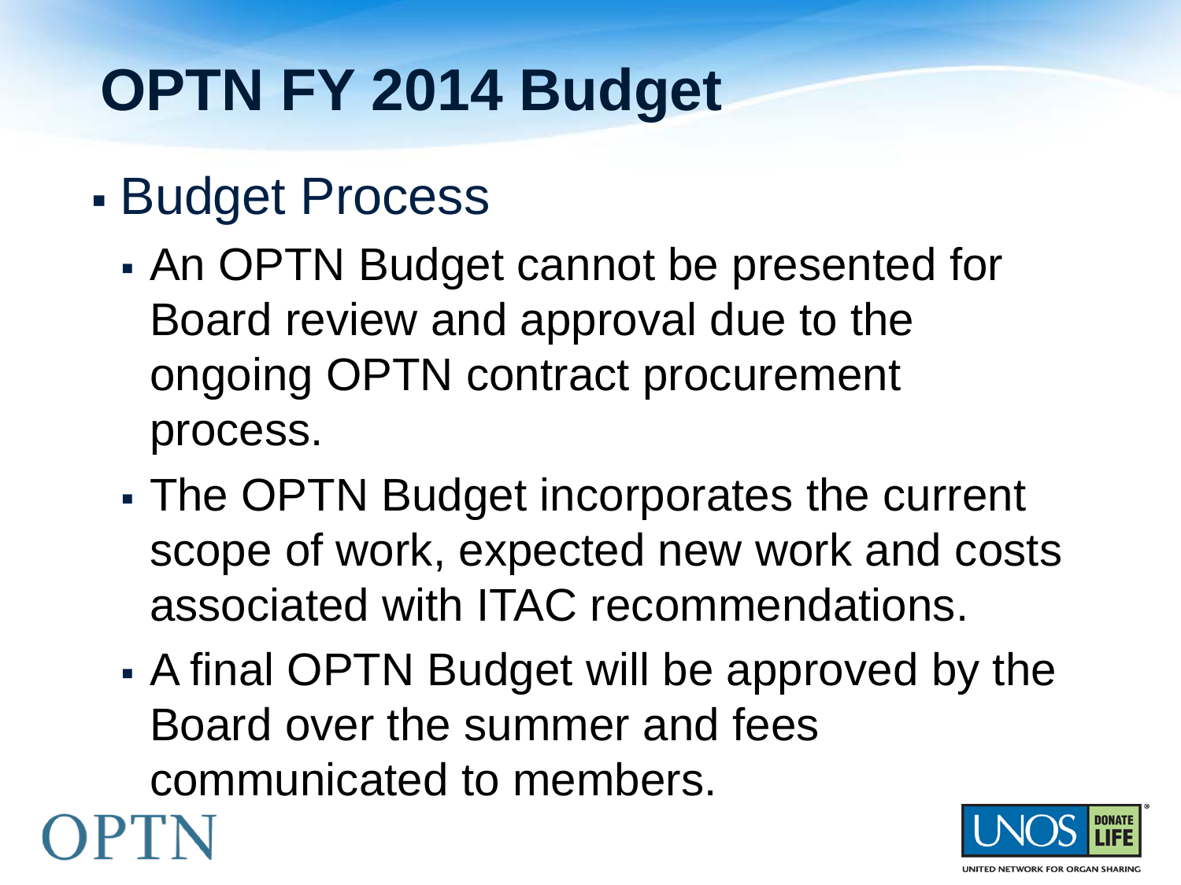# OPTN FY 2014 Budget

- Budget Process
  - An OPTN Budget cannot be presented for Board review and approval due to the ongoing OPTN contract procurement process.
  - The OPTN Budget incorporates the current scope of work, expected new work and costs associated with ITAC recommendations.
  - A final OPTN Budget will be approved by the Board over the summer and fees communicated to members.